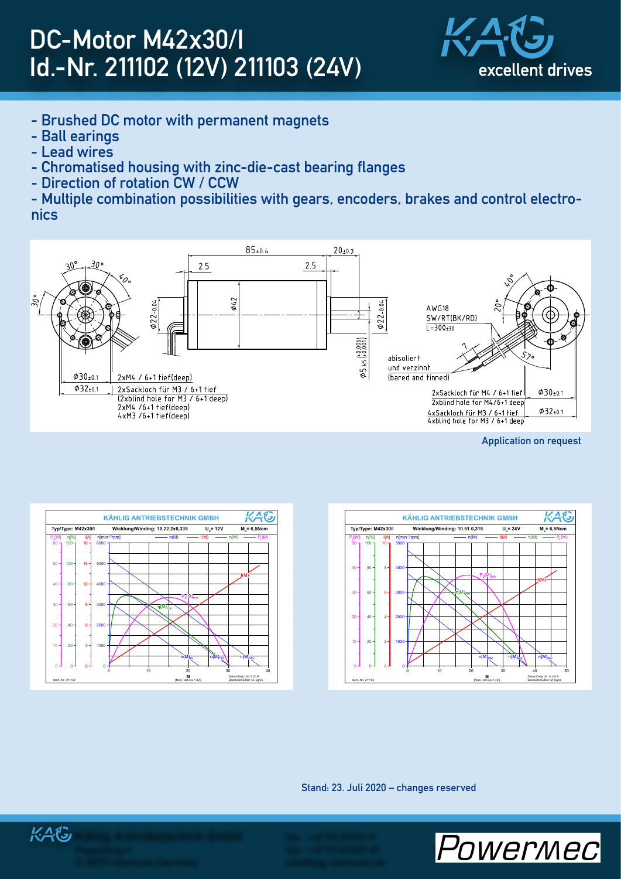# DC-Motor M42x30/I
# Id.-Nr. 211102 (12V) 211103 (24V)

KAG excellent drives

- Brushed DC motor with permanent magnets
- Ball earings
- Lead wires
- Chromatised housing with zinc-die-cast bearing flanges
- Direction of rotation CW / CCW
- Multiple combination possibilities with gears, encoders, brakes and control electronics

85±0.4
20±0.3
2.5
2.5
30°
30°
40°
30°
Ø22-0.04
Ø42
Ø22-0.04
Ø5 k5 (+0.006/+0.001)
Ø30±0.1
Ø32±0.1
2xM4 / 6+1 tief(deep)
2xSackloch für M3 / 6+1 tief
(2xblind hole for M3 / 6+1 deep)
2xM4 /6+1 tief(deep)
4xM3 /6+1 tief(deep)
AWG18
SW/RT(BK/RD)
L=300±30
7
abisoliert
und verzinnt
(bared and tinned)
40°
20°
57°
2xSackloch für M4 / 6+1 tief
2xblind hole for M4/6+1 deep
4xSackloch für M3 / 6+1 tief
4xblind hole for M3 / 6+1 deep
Ø30±0.1
Ø32±0.1

Application on request

KÄHLIG ANTRIEBSTECHNIK GMBH
Typ/Type: M42x30/I — Wicklung/Winding: 10.22.2x0,335 — $U_N$ = 12V — $M_N$ = 6,5Ncm
Ident.-Nr.: 211102

KÄHLIG ANTRIEBSTECHNIK GMBH
Typ/Type: M42x30/I — Wicklung/Winding: 10.51.0,315 — $U_N$ = 24V — $M_N$ = 6,5Ncm
Ident.-Nr.: 211103

Stand: 23. Juli 2020 – changes reserved

Powermec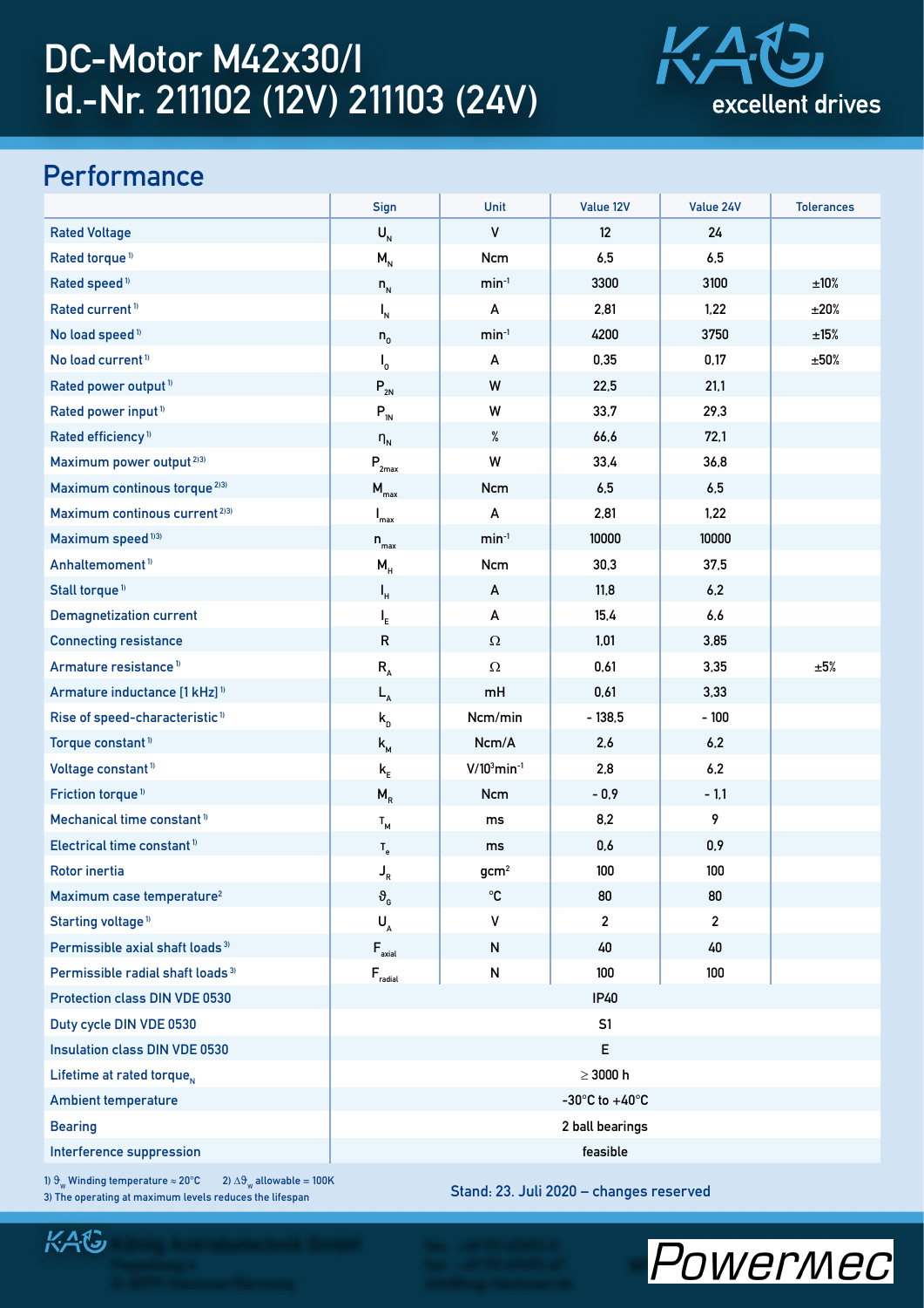# DC-Motor M42x30/I
# Id.-Nr. 211102 (12V) 211103 (24V)

KAG excellent drives

## Performance

| | Sign | Unit | Value 12V | Value 24V | Tolerances |
|---|---|---|---|---|---|
| Rated Voltage | $U_N$ | V | 12 | 24 | |
| Rated torque [1] | $M_N$ | Ncm | 6,5 | 6,5 | |
| Rated speed [1] | $n_N$ | $min^{-1}$ | 3300 | 3100 | ±10% |
| Rated current [1] | $I_N$ | A | 2,81 | 1,22 | ±20% |
| No load speed [1] | $n_0$ | $min^{-1}$ | 4200 | 3750 | ±15% |
| No load current [1] | $I_0$ | A | 0,35 | 0,17 | ±50% |
| Rated power output [1] | $P_{2N}$ | W | 22,5 | 21,1 | |
| Rated power input [1] | $P_{1N}$ | W | 33,7 | 29,3 | |
| Rated efficiency [1] | $\eta_N$ | % | 66,6 | 72,1 | |
| Maximum power output [2,3] | $P_{2max}$ | W | 33,4 | 36,8 | |
| Maximum continous torque [2,3] | $M_{max}$ | Ncm | 6,5 | 6,5 | |
| Maximum continous current [2,3] | $I_{max}$ | A | 2,81 | 1,22 | |
| Maximum speed [1,3] | $n_{max}$ | $min^{-1}$ | 10000 | 10000 | |
| Anhaltemoment [1] | $M_H$ | Ncm | 30,3 | 37,5 | |
| Stall torque [1] | $I_H$ | A | 11,8 | 6,2 | |
| Demagnetization current | $I_E$ | A | 15,4 | 6,6 | |
| Connecting resistance | R | Ω | 1,01 | 3,85 | |
| Armature resistance [1] | $R_A$ | Ω | 0,61 | 3,35 | ±5% |
| Armature inductance [1 kHz] [1] | $L_A$ | mH | 0,61 | 3,33 | |
| Rise of speed-characteristic [1] | $k_D$ | Ncm/min | - 138,5 | - 100 | |
| Torque constant [1] | $k_M$ | Ncm/A | 2,6 | 6,2 | |
| Voltage constant [1] | $k_E$ | $V/10^3 min^{-1}$ | 2,8 | 6,2 | |
| Friction torque [1] | $M_R$ | Ncm | - 0,9 | - 1,1 | |
| Mechanical time constant [1] | $T_M$ | ms | 8,2 | 9 | |
| Electrical time constant [1] | $T_e$ | ms | 0,6 | 0,9 | |
| Rotor inertia | $J_R$ | $gcm^2$ | 100 | 100 | |
| Maximum case temperature [2] | $\vartheta_G$ | °C | 80 | 80 | |
| Starting voltage [1] | $U_A$ | V | 2 | 2 | |
| Permissible axial shaft loads [3] | $F_{axial}$ | N | 40 | 40 | |
| Permissible radial shaft loads [3] | $F_{radial}$ | N | 100 | 100 | |
| Protection class DIN VDE 0530 | IP40 | | | | |
| Duty cycle DIN VDE 0530 | S1 | | | | |
| Insulation class DIN VDE 0530 | E | | | | |
| Lifetime at rated $torque_N$ | ≥ 3000 h | | | | |
| Ambient temperature | -30°C to +40°C | | | | |
| Bearing | 2 ball bearings | | | | |
| Interference suppression | feasible | | | | |

1) $\vartheta_W$ Winding temperature ≈ 20°C  2) $\Delta\vartheta_W$ allowable = 100K
3) The operating at maximum levels reduces the lifespan

Stand: 23. Juli 2020 – changes reserved

Powermec